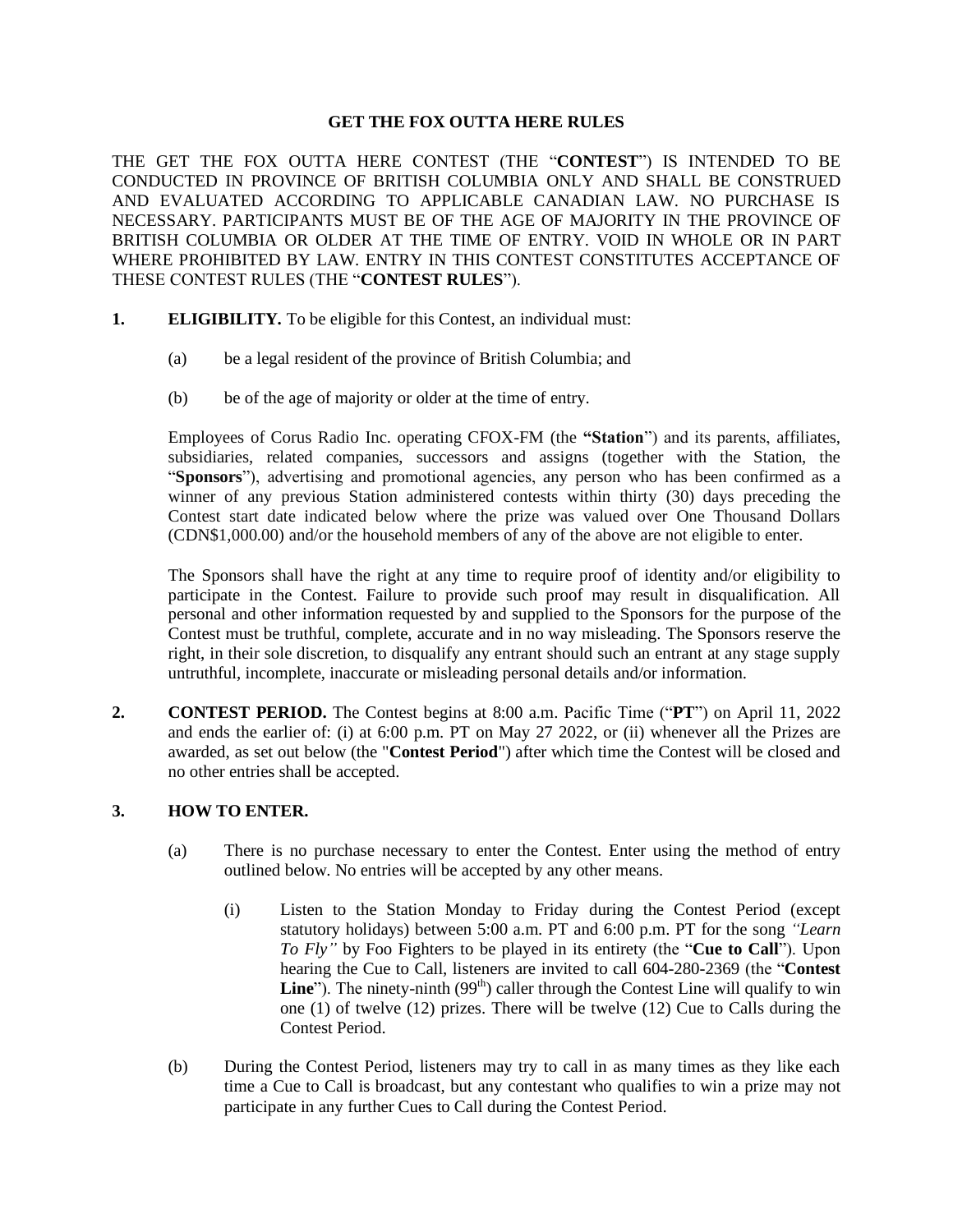# GET THE FOX OUTTA HERE RULES

THE GET THE FOX OUTTA HERE CONTEST (THE "**CONTEST**") IS INTENDED TO BE CONDUCTED IN PROVINCE OF BRITISH COLUMBIA ONLY AND SHALL BE CONSTRUED AND EVALUATED ACCORDING TO APPLICABLE CANADIAN LAW. NO PURCHASE IS NECESSARY. PARTICIPANTS MUST BE OF THE AGE OF MAJORITY IN THE PROVINCE OF BRITISH COLUMBIA OR OLDER AT THE TIME OF ENTRY. VOID IN WHOLE OR IN PART WHERE PROHIBITED BY LAW. ENTRY IN THIS CONTEST CONSTITUTES ACCEPTANCE OF THESE CONTEST RULES (THE "**CONTEST RULES**").

**1. ELIGIBILITY.** To be eligible for this Contest, an individual must:

(a) be a legal resident of the province of British Columbia; and

(b) be of the age of majority or older at the time of entry.

Employees of Corus Radio Inc. operating CFOX-FM (the **"Station**") and its parents, affiliates, subsidiaries, related companies, successors and assigns (together with the Station, the "**Sponsors**"), advertising and promotional agencies, any person who has been confirmed as a winner of any previous Station administered contests within thirty (30) days preceding the Contest start date indicated below where the prize was valued over One Thousand Dollars (CDN$1,000.00) and/or the household members of any of the above are not eligible to enter.

The Sponsors shall have the right at any time to require proof of identity and/or eligibility to participate in the Contest. Failure to provide such proof may result in disqualification. All personal and other information requested by and supplied to the Sponsors for the purpose of the Contest must be truthful, complete, accurate and in no way misleading. The Sponsors reserve the right, in their sole discretion, to disqualify any entrant should such an entrant at any stage supply untruthful, incomplete, inaccurate or misleading personal details and/or information.

**2. CONTEST PERIOD.** The Contest begins at 8:00 a.m. Pacific Time ("**PT**") on April 11, 2022 and ends the earlier of: (i) at 6:00 p.m. PT on May 27 2022, or (ii) whenever all the Prizes are awarded, as set out below (the "**Contest Period**") after which time the Contest will be closed and no other entries shall be accepted.

**3. HOW TO ENTER.**

(a) There is no purchase necessary to enter the Contest. Enter using the method of entry outlined below. No entries will be accepted by any other means.

(i) Listen to the Station Monday to Friday during the Contest Period (except statutory holidays) between 5:00 a.m. PT and 6:00 p.m. PT for the song *"Learn To Fly"* by Foo Fighters to be played in its entirety (the "**Cue to Call**"). Upon hearing the Cue to Call, listeners are invited to call 604-280-2369 (the "**Contest Line**"). The ninety-ninth (99th) caller through the Contest Line will qualify to win one (1) of twelve (12) prizes. There will be twelve (12) Cue to Calls during the Contest Period.

(b) During the Contest Period, listeners may try to call in as many times as they like each time a Cue to Call is broadcast, but any contestant who qualifies to win a prize may not participate in any further Cues to Call during the Contest Period.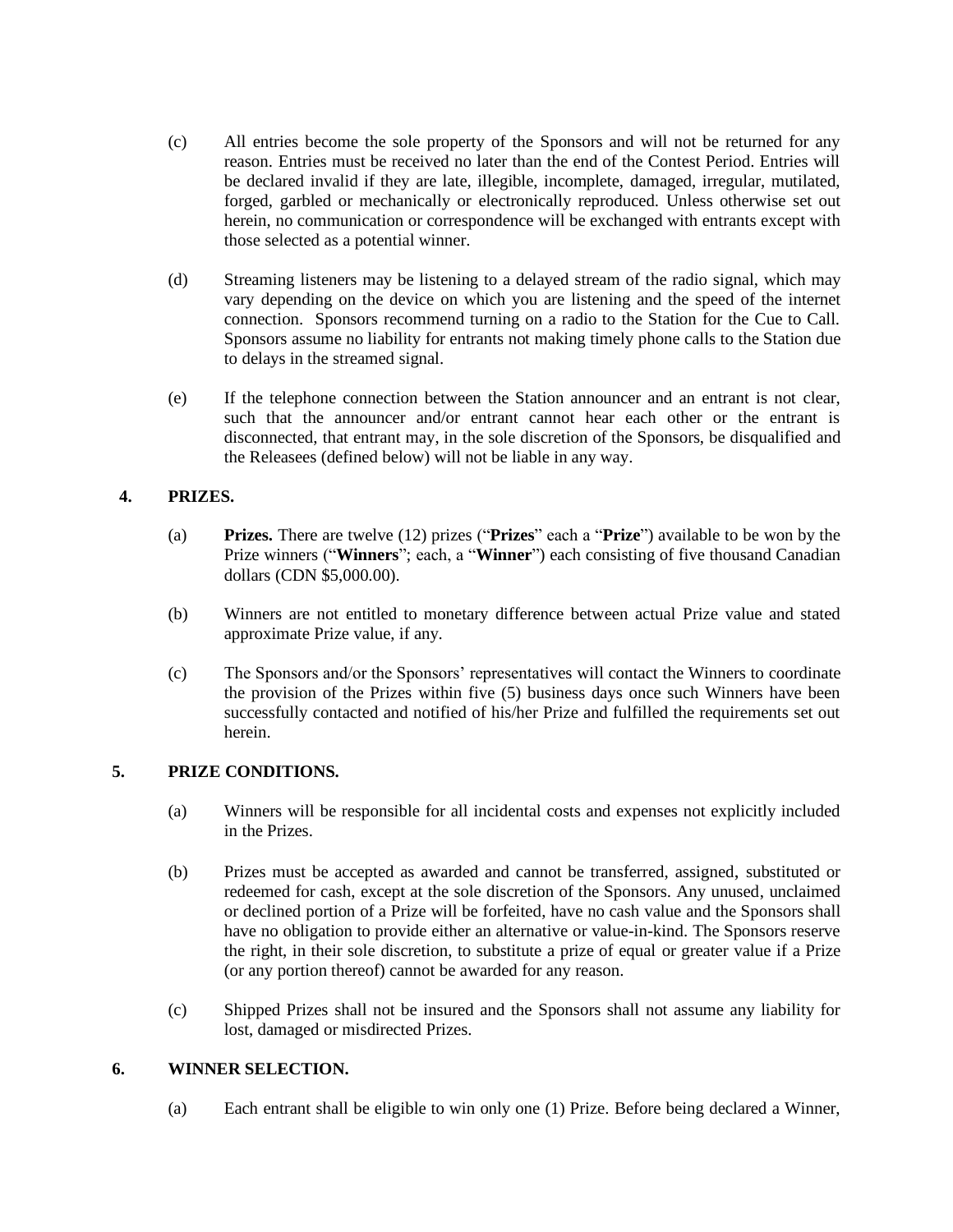(c) All entries become the sole property of the Sponsors and will not be returned for any reason. Entries must be received no later than the end of the Contest Period. Entries will be declared invalid if they are late, illegible, incomplete, damaged, irregular, mutilated, forged, garbled or mechanically or electronically reproduced. Unless otherwise set out herein, no communication or correspondence will be exchanged with entrants except with those selected as a potential winner.

(d) Streaming listeners may be listening to a delayed stream of the radio signal, which may vary depending on the device on which you are listening and the speed of the internet connection. Sponsors recommend turning on a radio to the Station for the Cue to Call. Sponsors assume no liability for entrants not making timely phone calls to the Station due to delays in the streamed signal.

(e) If the telephone connection between the Station announcer and an entrant is not clear, such that the announcer and/or entrant cannot hear each other or the entrant is disconnected, that entrant may, in the sole discretion of the Sponsors, be disqualified and the Releasees (defined below) will not be liable in any way.

## 4. PRIZES.

(a) **Prizes.** There are twelve (12) prizes ("**Prizes**" each a "**Prize**") available to be won by the Prize winners ("**Winners**"; each, a "**Winner**") each consisting of five thousand Canadian dollars (CDN $5,000.00).

(b) Winners are not entitled to monetary difference between actual Prize value and stated approximate Prize value, if any.

(c) The Sponsors and/or the Sponsors' representatives will contact the Winners to coordinate the provision of the Prizes within five (5) business days once such Winners have been successfully contacted and notified of his/her Prize and fulfilled the requirements set out herein.

## 5. PRIZE CONDITIONS.

(a) Winners will be responsible for all incidental costs and expenses not explicitly included in the Prizes.

(b) Prizes must be accepted as awarded and cannot be transferred, assigned, substituted or redeemed for cash, except at the sole discretion of the Sponsors. Any unused, unclaimed or declined portion of a Prize will be forfeited, have no cash value and the Sponsors shall have no obligation to provide either an alternative or value-in-kind. The Sponsors reserve the right, in their sole discretion, to substitute a prize of equal or greater value if a Prize (or any portion thereof) cannot be awarded for any reason.

(c) Shipped Prizes shall not be insured and the Sponsors shall not assume any liability for lost, damaged or misdirected Prizes.

## 6. WINNER SELECTION.

(a) Each entrant shall be eligible to win only one (1) Prize. Before being declared a Winner,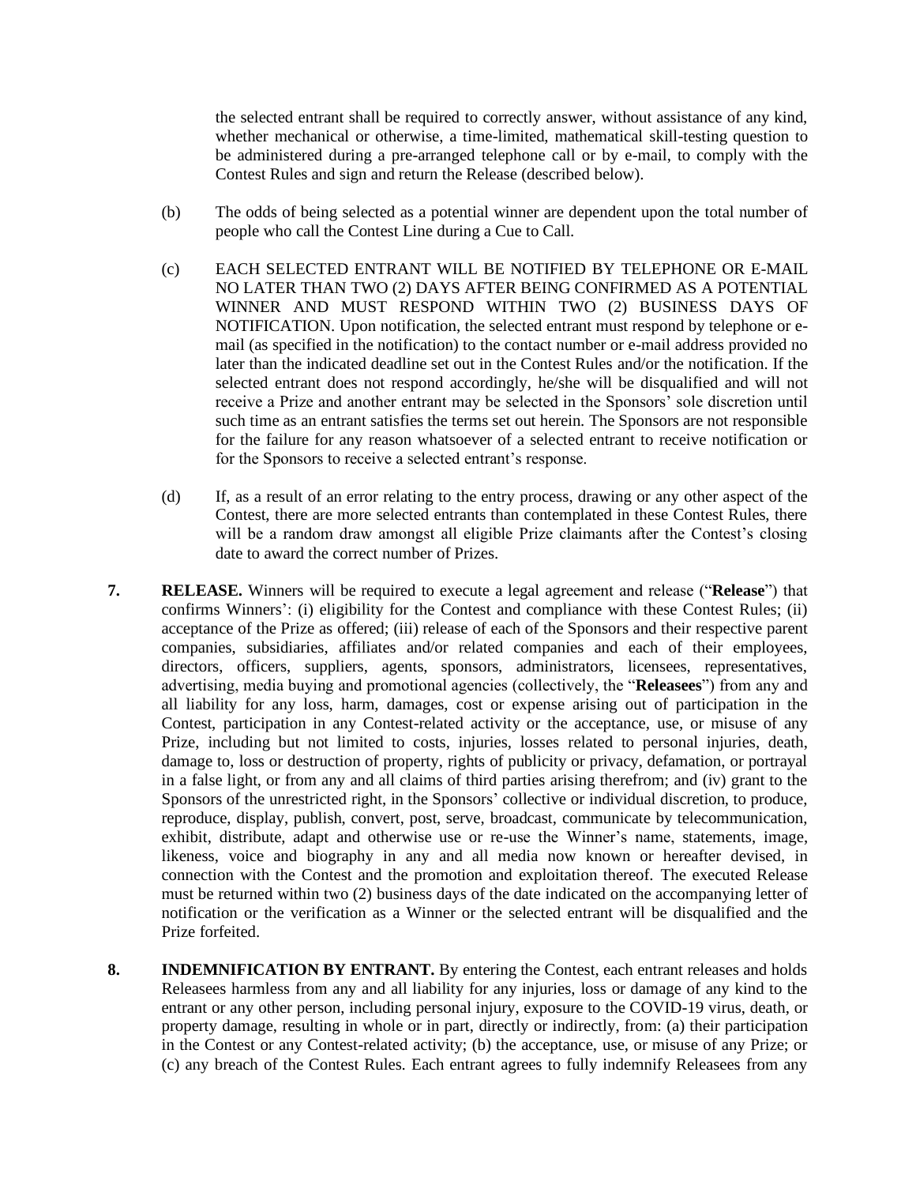the selected entrant shall be required to correctly answer, without assistance of any kind, whether mechanical or otherwise, a time-limited, mathematical skill-testing question to be administered during a pre-arranged telephone call or by e-mail, to comply with the Contest Rules and sign and return the Release (described below).

(b) The odds of being selected as a potential winner are dependent upon the total number of people who call the Contest Line during a Cue to Call.

(c) EACH SELECTED ENTRANT WILL BE NOTIFIED BY TELEPHONE OR E-MAIL NO LATER THAN TWO (2) DAYS AFTER BEING CONFIRMED AS A POTENTIAL WINNER AND MUST RESPOND WITHIN TWO (2) BUSINESS DAYS OF NOTIFICATION. Upon notification, the selected entrant must respond by telephone or e-mail (as specified in the notification) to the contact number or e-mail address provided no later than the indicated deadline set out in the Contest Rules and/or the notification. If the selected entrant does not respond accordingly, he/she will be disqualified and will not receive a Prize and another entrant may be selected in the Sponsors' sole discretion until such time as an entrant satisfies the terms set out herein. The Sponsors are not responsible for the failure for any reason whatsoever of a selected entrant to receive notification or for the Sponsors to receive a selected entrant's response.

(d) If, as a result of an error relating to the entry process, drawing or any other aspect of the Contest, there are more selected entrants than contemplated in these Contest Rules, there will be a random draw amongst all eligible Prize claimants after the Contest's closing date to award the correct number of Prizes.

**7. RELEASE.** Winners will be required to execute a legal agreement and release ("**Release**") that confirms Winners': (i) eligibility for the Contest and compliance with these Contest Rules; (ii) acceptance of the Prize as offered; (iii) release of each of the Sponsors and their respective parent companies, subsidiaries, affiliates and/or related companies and each of their employees, directors, officers, suppliers, agents, sponsors, administrators, licensees, representatives, advertising, media buying and promotional agencies (collectively, the "**Releasees**") from any and all liability for any loss, harm, damages, cost or expense arising out of participation in the Contest, participation in any Contest-related activity or the acceptance, use, or misuse of any Prize, including but not limited to costs, injuries, losses related to personal injuries, death, damage to, loss or destruction of property, rights of publicity or privacy, defamation, or portrayal in a false light, or from any and all claims of third parties arising therefrom; and (iv) grant to the Sponsors of the unrestricted right, in the Sponsors' collective or individual discretion, to produce, reproduce, display, publish, convert, post, serve, broadcast, communicate by telecommunication, exhibit, distribute, adapt and otherwise use or re-use the Winner's name, statements, image, likeness, voice and biography in any and all media now known or hereafter devised, in connection with the Contest and the promotion and exploitation thereof. The executed Release must be returned within two (2) business days of the date indicated on the accompanying letter of notification or the verification as a Winner or the selected entrant will be disqualified and the Prize forfeited.

**8. INDEMNIFICATION BY ENTRANT.** By entering the Contest, each entrant releases and holds Releasees harmless from any and all liability for any injuries, loss or damage of any kind to the entrant or any other person, including personal injury, exposure to the COVID-19 virus, death, or property damage, resulting in whole or in part, directly or indirectly, from: (a) their participation in the Contest or any Contest-related activity; (b) the acceptance, use, or misuse of any Prize; or (c) any breach of the Contest Rules. Each entrant agrees to fully indemnify Releasees from any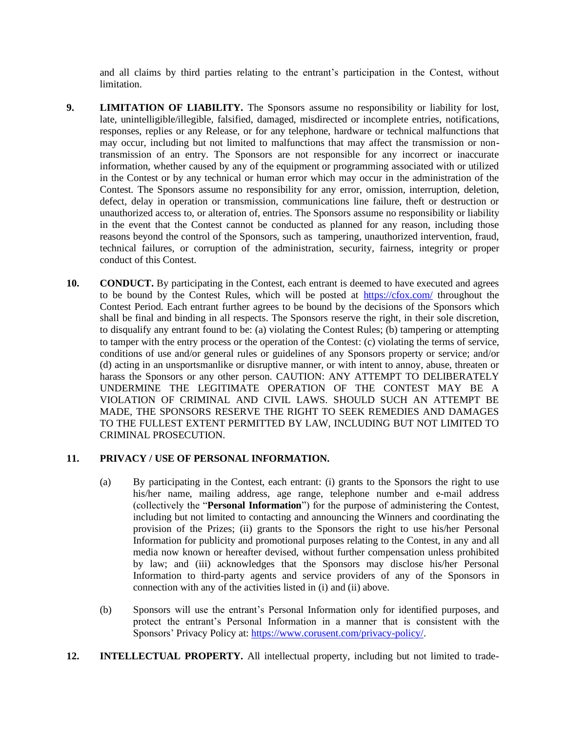and all claims by third parties relating to the entrant's participation in the Contest, without limitation.

**9. LIMITATION OF LIABILITY.** The Sponsors assume no responsibility or liability for lost, late, unintelligible/illegible, falsified, damaged, misdirected or incomplete entries, notifications, responses, replies or any Release, or for any telephone, hardware or technical malfunctions that may occur, including but not limited to malfunctions that may affect the transmission or non-transmission of an entry. The Sponsors are not responsible for any incorrect or inaccurate information, whether caused by any of the equipment or programming associated with or utilized in the Contest or by any technical or human error which may occur in the administration of the Contest. The Sponsors assume no responsibility for any error, omission, interruption, deletion, defect, delay in operation or transmission, communications line failure, theft or destruction or unauthorized access to, or alteration of, entries. The Sponsors assume no responsibility or liability in the event that the Contest cannot be conducted as planned for any reason, including those reasons beyond the control of the Sponsors, such as tampering, unauthorized intervention, fraud, technical failures, or corruption of the administration, security, fairness, integrity or proper conduct of this Contest.

**10. CONDUCT.** By participating in the Contest, each entrant is deemed to have executed and agrees to be bound by the Contest Rules, which will be posted at https://cfox.com/ throughout the Contest Period. Each entrant further agrees to be bound by the decisions of the Sponsors which shall be final and binding in all respects. The Sponsors reserve the right, in their sole discretion, to disqualify any entrant found to be: (a) violating the Contest Rules; (b) tampering or attempting to tamper with the entry process or the operation of the Contest: (c) violating the terms of service, conditions of use and/or general rules or guidelines of any Sponsors property or service; and/or (d) acting in an unsportsmanlike or disruptive manner, or with intent to annoy, abuse, threaten or harass the Sponsors or any other person. CAUTION: ANY ATTEMPT TO DELIBERATELY UNDERMINE THE LEGITIMATE OPERATION OF THE CONTEST MAY BE A VIOLATION OF CRIMINAL AND CIVIL LAWS. SHOULD SUCH AN ATTEMPT BE MADE, THE SPONSORS RESERVE THE RIGHT TO SEEK REMEDIES AND DAMAGES TO THE FULLEST EXTENT PERMITTED BY LAW, INCLUDING BUT NOT LIMITED TO CRIMINAL PROSECUTION.

**11. PRIVACY / USE OF PERSONAL INFORMATION.**

(a) By participating in the Contest, each entrant: (i) grants to the Sponsors the right to use his/her name, mailing address, age range, telephone number and e-mail address (collectively the "**Personal Information**") for the purpose of administering the Contest, including but not limited to contacting and announcing the Winners and coordinating the provision of the Prizes; (ii) grants to the Sponsors the right to use his/her Personal Information for publicity and promotional purposes relating to the Contest, in any and all media now known or hereafter devised, without further compensation unless prohibited by law; and (iii) acknowledges that the Sponsors may disclose his/her Personal Information to third-party agents and service providers of any of the Sponsors in connection with any of the activities listed in (i) and (ii) above.

(b) Sponsors will use the entrant's Personal Information only for identified purposes, and protect the entrant's Personal Information in a manner that is consistent with the Sponsors' Privacy Policy at: https://www.corusent.com/privacy-policy/.

**12. INTELLECTUAL PROPERTY.** All intellectual property, including but not limited to trade-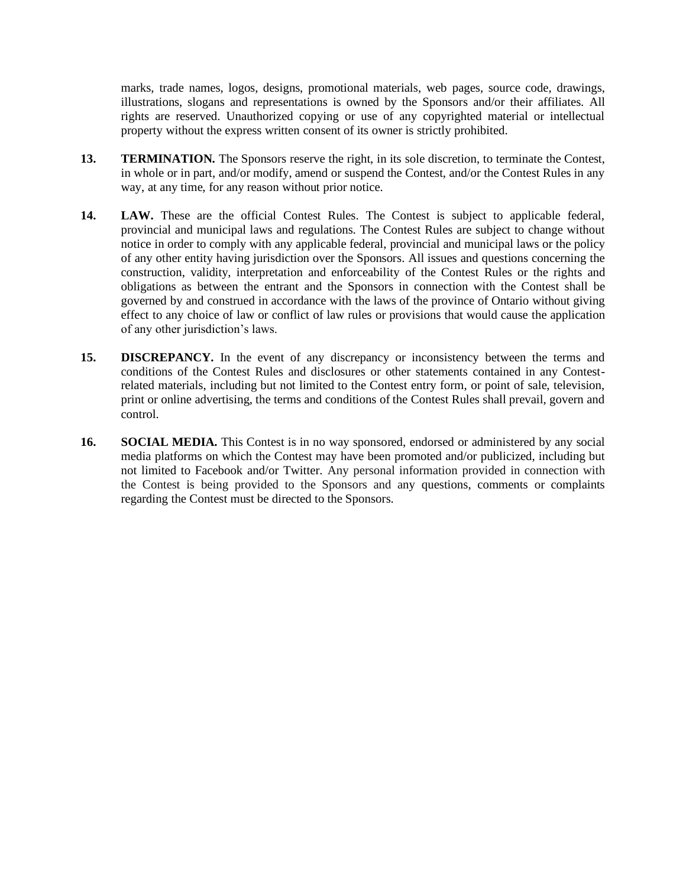marks, trade names, logos, designs, promotional materials, web pages, source code, drawings, illustrations, slogans and representations is owned by the Sponsors and/or their affiliates. All rights are reserved. Unauthorized copying or use of any copyrighted material or intellectual property without the express written consent of its owner is strictly prohibited.

**13.** **TERMINATION.** The Sponsors reserve the right, in its sole discretion, to terminate the Contest, in whole or in part, and/or modify, amend or suspend the Contest, and/or the Contest Rules in any way, at any time, for any reason without prior notice.

**14.** **LAW.** These are the official Contest Rules. The Contest is subject to applicable federal, provincial and municipal laws and regulations. The Contest Rules are subject to change without notice in order to comply with any applicable federal, provincial and municipal laws or the policy of any other entity having jurisdiction over the Sponsors. All issues and questions concerning the construction, validity, interpretation and enforceability of the Contest Rules or the rights and obligations as between the entrant and the Sponsors in connection with the Contest shall be governed by and construed in accordance with the laws of the province of Ontario without giving effect to any choice of law or conflict of law rules or provisions that would cause the application of any other jurisdiction's laws.

**15.** **DISCREPANCY.** In the event of any discrepancy or inconsistency between the terms and conditions of the Contest Rules and disclosures or other statements contained in any Contest-related materials, including but not limited to the Contest entry form, or point of sale, television, print or online advertising, the terms and conditions of the Contest Rules shall prevail, govern and control.

**16.** **SOCIAL MEDIA.** This Contest is in no way sponsored, endorsed or administered by any social media platforms on which the Contest may have been promoted and/or publicized, including but not limited to Facebook and/or Twitter. Any personal information provided in connection with the Contest is being provided to the Sponsors and any questions, comments or complaints regarding the Contest must be directed to the Sponsors.